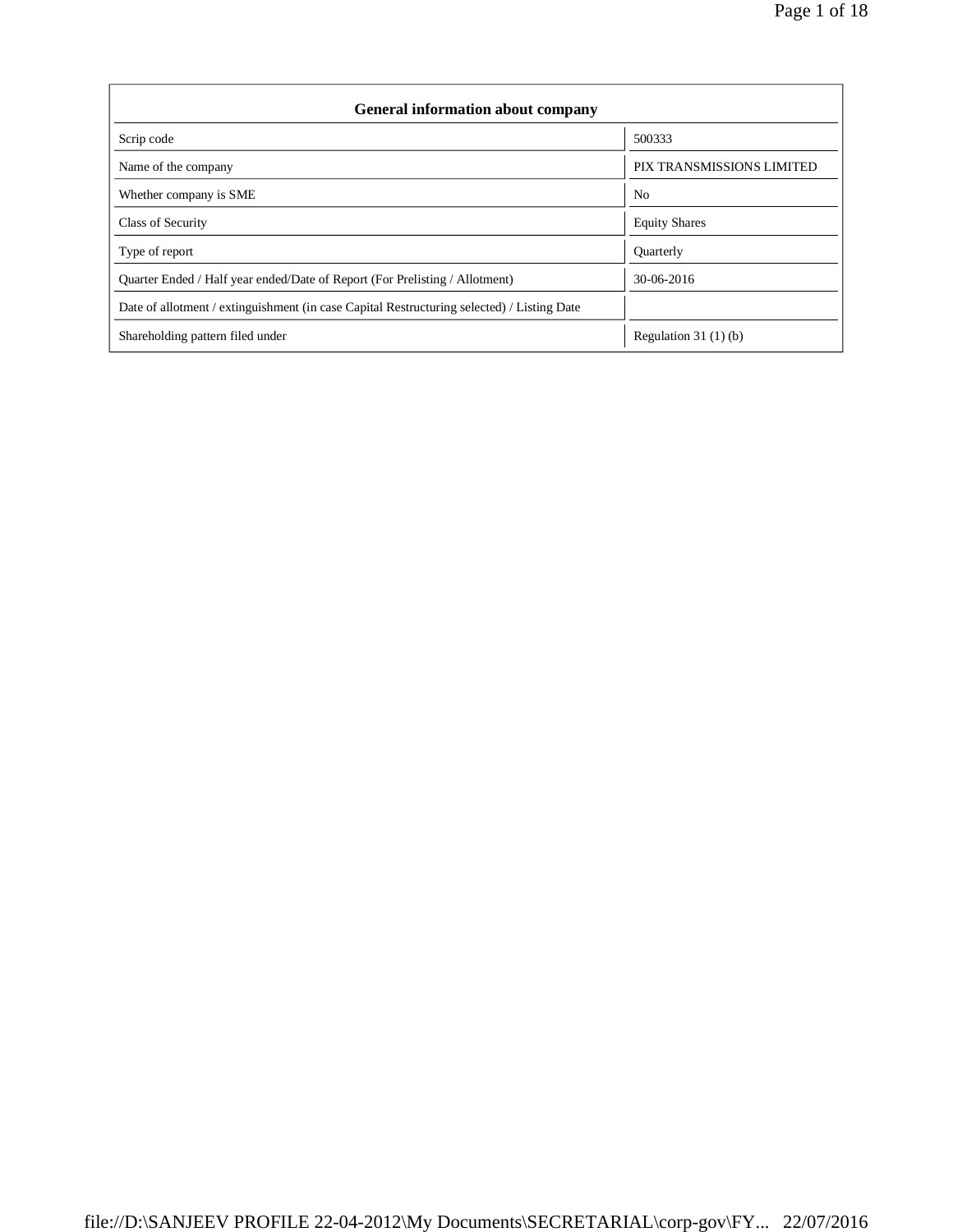| General information about company | |
|---|---|
| Scrip code | 500333 |
| Name of the company | PIX TRANSMISSIONS LIMITED |
| Whether company is SME | No |
| Class of Security | Equity Shares |
| Type of report | Quarterly |
| Quarter Ended / Half year ended/Date of Report (For Prelisting / Allotment) | 30-06-2016 |
| Date of allotment / extinguishment (in case Capital Restructuring selected) / Listing Date | |
| Shareholding pattern filed under | Regulation 31 (1) (b) |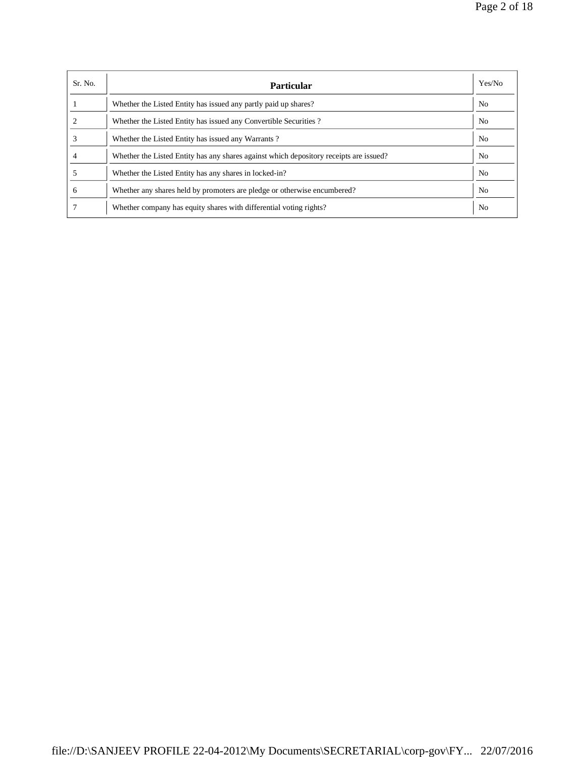| Sr. No. | Particular | Yes/No |
|---|---|---|
| 1 | Whether the Listed Entity has issued any partly paid up shares? | No |
| 2 | Whether the Listed Entity has issued any Convertible Securities ? | No |
| 3 | Whether the Listed Entity has issued any Warrants ? | No |
| 4 | Whether the Listed Entity has any shares against which depository receipts are issued? | No |
| 5 | Whether the Listed Entity has any shares in locked-in? | No |
| 6 | Whether any shares held by promoters are pledge or otherwise encumbered? | No |
| 7 | Whether company has equity shares with differential voting rights? | No |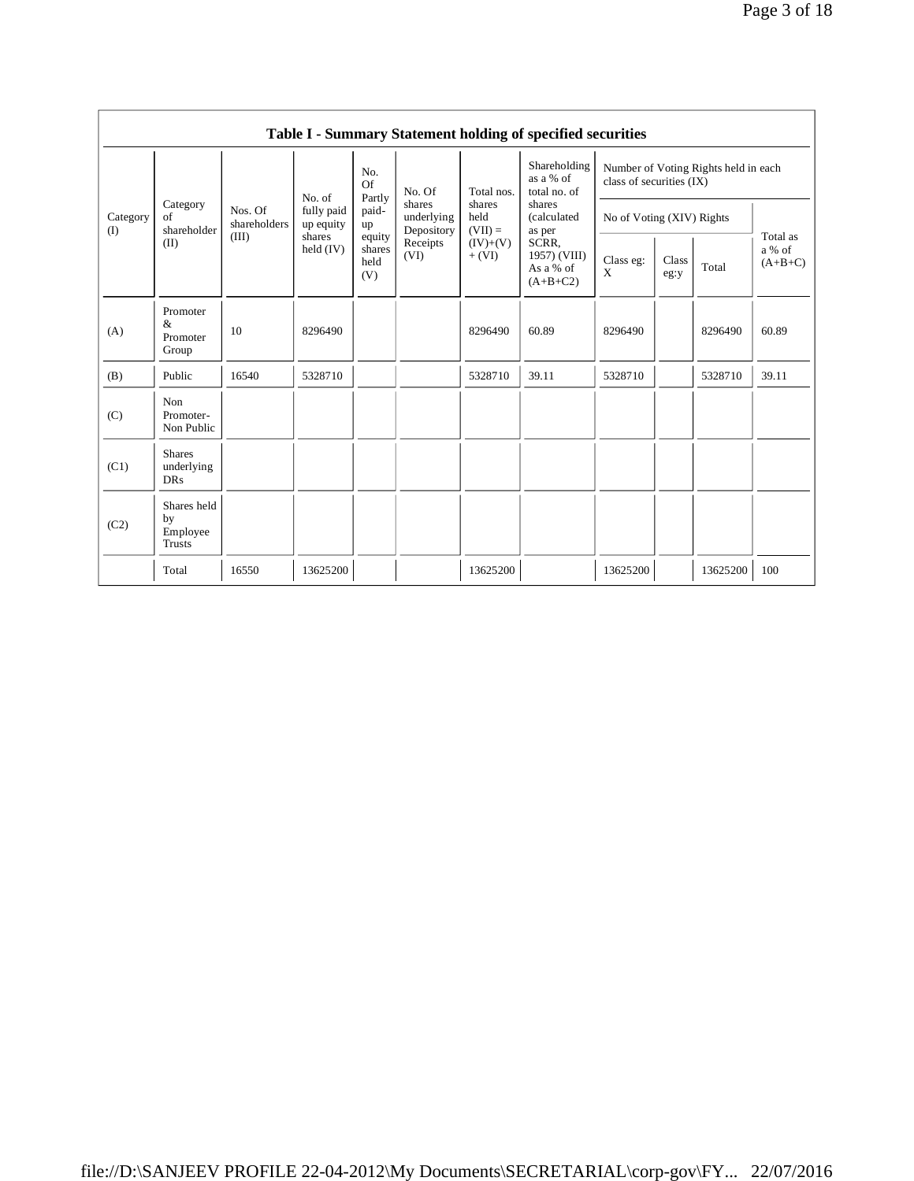**Table I - Summary Statement holding of specified securities**

| Category (I) | Category of shareholder (II) | Nos. Of shareholders (III) | No. of fully paid up equity shares held (IV) | No. Of Partly paid-up equity shares held (V) | No. Of shares underlying Depository Receipts (VI) | Total nos. shares held (VII) = (IV)+(V)+ (VI) | Shareholding as a % of total no. of shares (calculated as per SCRR, 1957) (VIII) As a % of (A+B+C2) | Number of Voting Rights held in each class of securities (IX) | | | |
|---|---|---|---|---|---|---|---|---|---|---|---|
| | | | | | | | | No of Voting (XIV) Rights | | | Total as a % of (A+B+C) |
| | | | | | | | | Class eg: X | Class eg:y | Total | |
| (A) | Promoter & Promoter Group | 10 | 8296490 | | | 8296490 | 60.89 | 8296490 | | 8296490 | 60.89 |
| (B) | Public | 16540 | 5328710 | | | 5328710 | 39.11 | 5328710 | | 5328710 | 39.11 |
| (C) | Non Promoter- Non Public | | | | | | | | | | |
| (C1) | Shares underlying DRs | | | | | | | | | | |
| (C2) | Shares held by Employee Trusts | | | | | | | | | | |
| | Total | 16550 | 13625200 | | | 13625200 | | 13625200 | | 13625200 | 100 |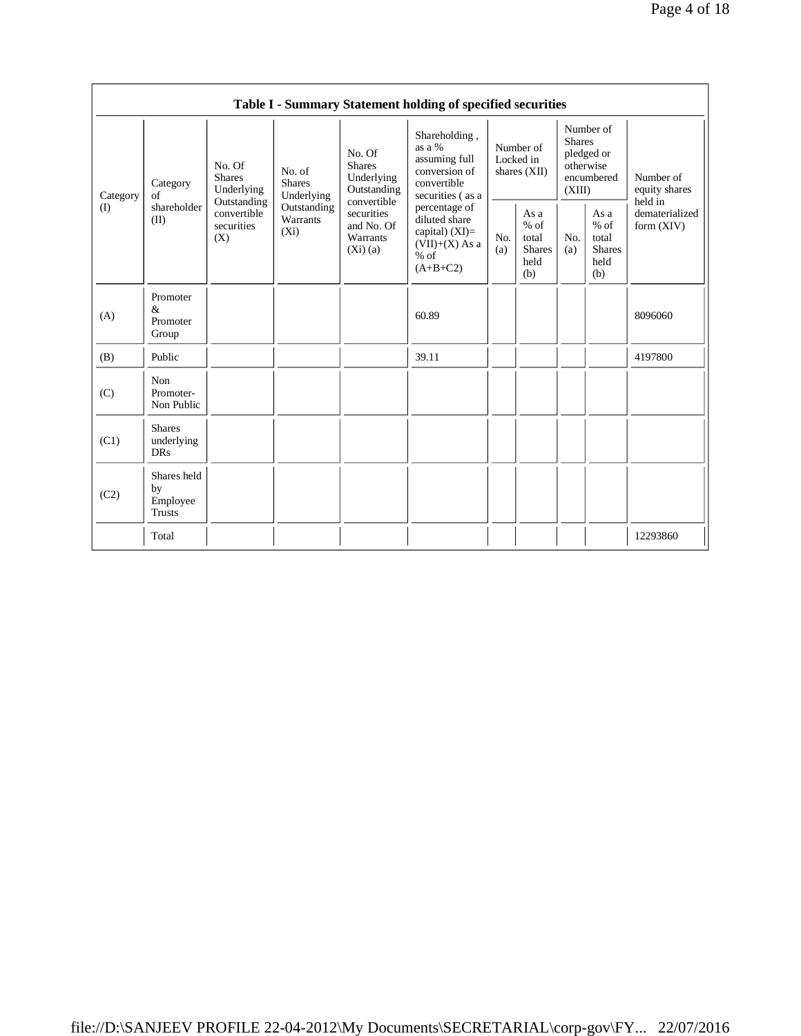**Table I - Summary Statement holding of specified securities**

| Category (I) | Category of shareholder (II) | No. Of Shares Underlying Outstanding convertible securities (X) | No. of Shares Underlying Outstanding Warrants (Xi) | No. Of Shares Underlying Outstanding convertible securities and No. Of Warrants (Xi) (a) | Shareholding , as a % assuming full conversion of convertible securities ( as a percentage of diluted share capital) (XI)= (VII)+(X) As a % of (A+B+C2) | Number of Locked in shares (XII) | | Number of Shares pledged or otherwise encumbered (XIII) | | Number of equity shares held in dematerialized form (XIV) |
|---|---|---|---|---|---|---|---|---|---|---|
| | | | | | | No. (a) | As a % of total Shares held (b) | No. (a) | As a % of total Shares held (b) | |
| (A) | Promoter & Promoter Group | | | | 60.89 | | | | | 8096060 |
| (B) | Public | | | | 39.11 | | | | | 4197800 |
| (C) | Non Promoter- Non Public | | | | | | | | | |
| (C1) | Shares underlying DRs | | | | | | | | | |
| (C2) | Shares held by Employee Trusts | | | | | | | | | |
| | Total | | | | | | | | | 12293860 |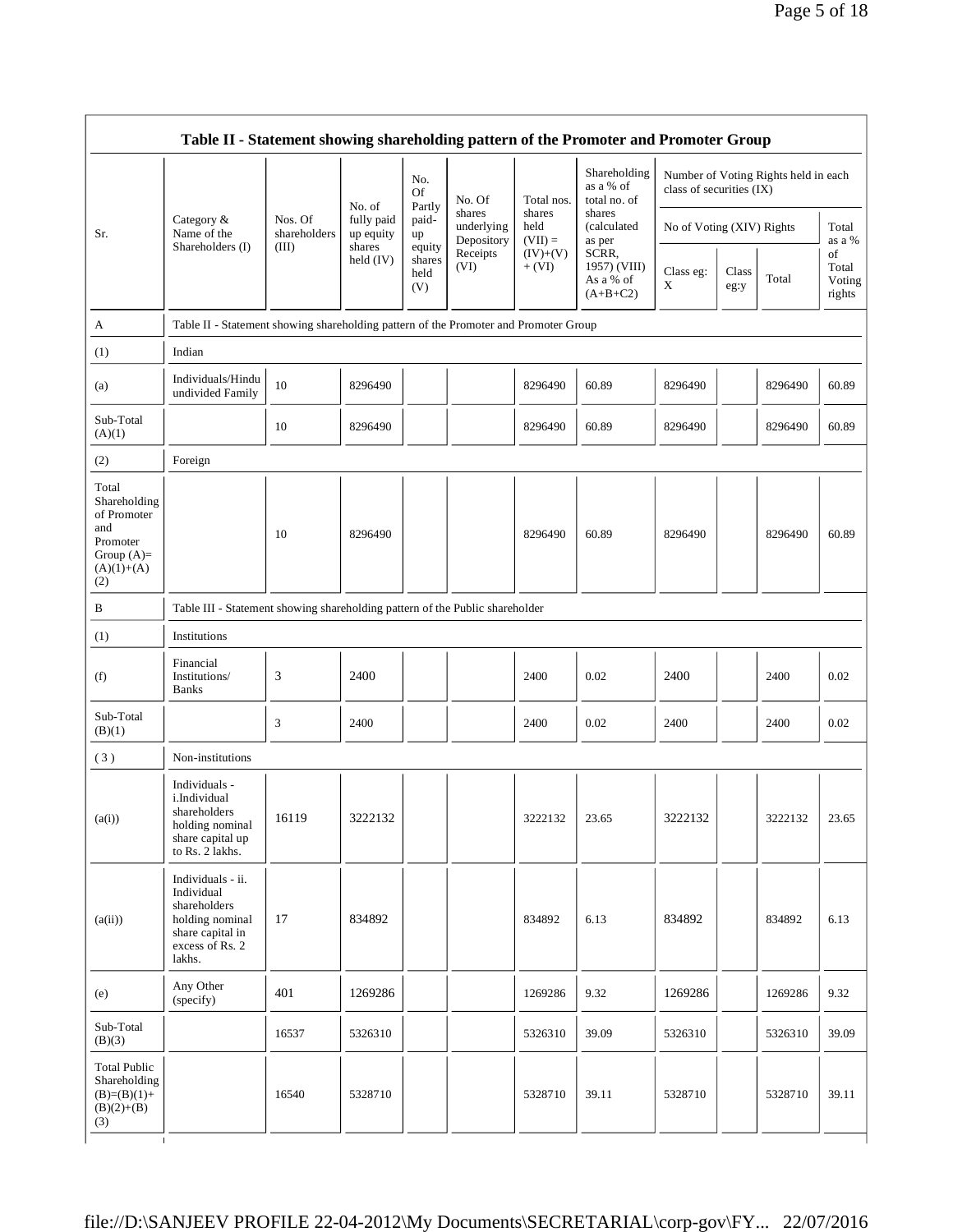## Table II - Statement showing shareholding pattern of the Promoter and Promoter Group

| Sr. | Category & Name of the Shareholders (I) | Nos. Of shareholders (III) | No. of fully paid up equity shares held (IV) | No. Of Partly paid-up equity shares held (V) | No. Of shares underlying Depository Receipts (VI) | Total nos. shares held (VII) = (IV)+(V)+ (VI) | Shareholding as a % of total no. of shares (calculated as per SCRR, 1957) (VIII) As a % of (A+B+C2) | Number of Voting Rights held in each class of securities (IX) | | | |
|---|---|---|---|---|---|---|---|---|---|---|---|
| | | | | | | | | No of Voting (XIV) Rights | | | Total as a % of Total Voting rights |
| | | | | | | | | Class eg: X | Class eg:y | Total | |
| A | Table II - Statement showing shareholding pattern of the Promoter and Promoter Group | | | | | | | | | | |
| (1) | Indian | | | | | | | | | | |
| (a) | Individuals/Hindu undivided Family | 10 | 8296490 | | | 8296490 | 60.89 | 8296490 | | 8296490 | 60.89 |
| Sub-Total (A)(1) | | 10 | 8296490 | | | 8296490 | 60.89 | 8296490 | | 8296490 | 60.89 |
| (2) | Foreign | | | | | | | | | | |
| Total Shareholding of Promoter and Promoter Group (A)= (A)(1)+(A)(2) | | 10 | 8296490 | | | 8296490 | 60.89 | 8296490 | | 8296490 | 60.89 |
| B | Table III - Statement showing shareholding pattern of the Public shareholder | | | | | | | | | | |
| (1) | Institutions | | | | | | | | | | |
| (f) | Financial Institutions/ Banks | 3 | 2400 | | | 2400 | 0.02 | 2400 | | 2400 | 0.02 |
| Sub-Total (B)(1) | | 3 | 2400 | | | 2400 | 0.02 | 2400 | | 2400 | 0.02 |
| (3) | Non-institutions | | | | | | | | | | |
| (a(i)) | Individuals - i.Individual shareholders holding nominal share capital up to Rs. 2 lakhs. | 16119 | 3222132 | | | 3222132 | 23.65 | 3222132 | | 3222132 | 23.65 |
| (a(ii)) | Individuals - ii. Individual shareholders holding nominal share capital in excess of Rs. 2 lakhs. | 17 | 834892 | | | 834892 | 6.13 | 834892 | | 834892 | 6.13 |
| (e) | Any Other (specify) | 401 | 1269286 | | | 1269286 | 9.32 | 1269286 | | 1269286 | 9.32 |
| Sub-Total (B)(3) | | 16537 | 5326310 | | | 5326310 | 39.09 | 5326310 | | 5326310 | 39.09 |
| Total Public Shareholding (B)=(B)(1)+(B)(2)+(B)(3) | | 16540 | 5328710 | | | 5328710 | 39.11 | 5328710 | | 5328710 | 39.11 |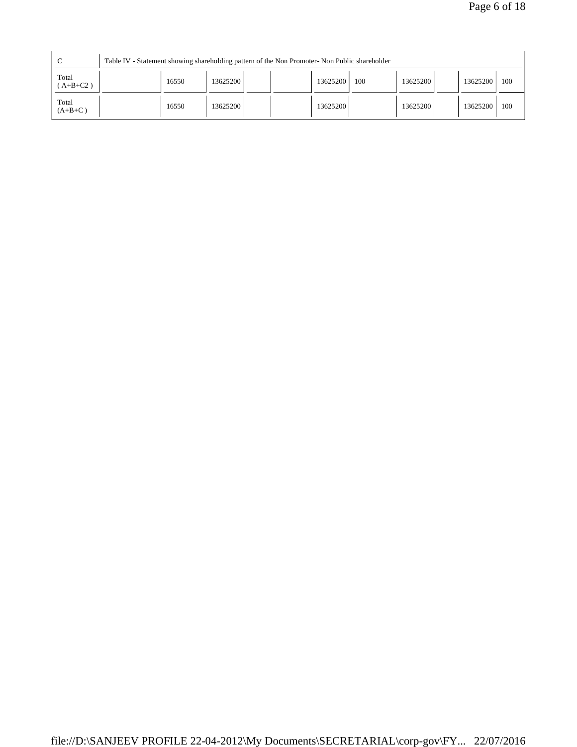| C | Table IV - Statement showing shareholding pattern of the Non Promoter- Non Public shareholder | | | | | | | | | | |
|---|---|---|---|---|---|---|---|---|---|---|---|
| Total ( A+B+C2 ) | | 16550 | 13625200 | | | 13625200 | 100 | 13625200 | | 13625200 | 100 |
| Total (A+B+C ) | | 16550 | 13625200 | | | 13625200 | | 13625200 | | 13625200 | 100 |

file://D:\SANJEEV PROFILE 22-04-2012\My Documents\SECRETARIAL\corp-gov\FY... 22/07/2016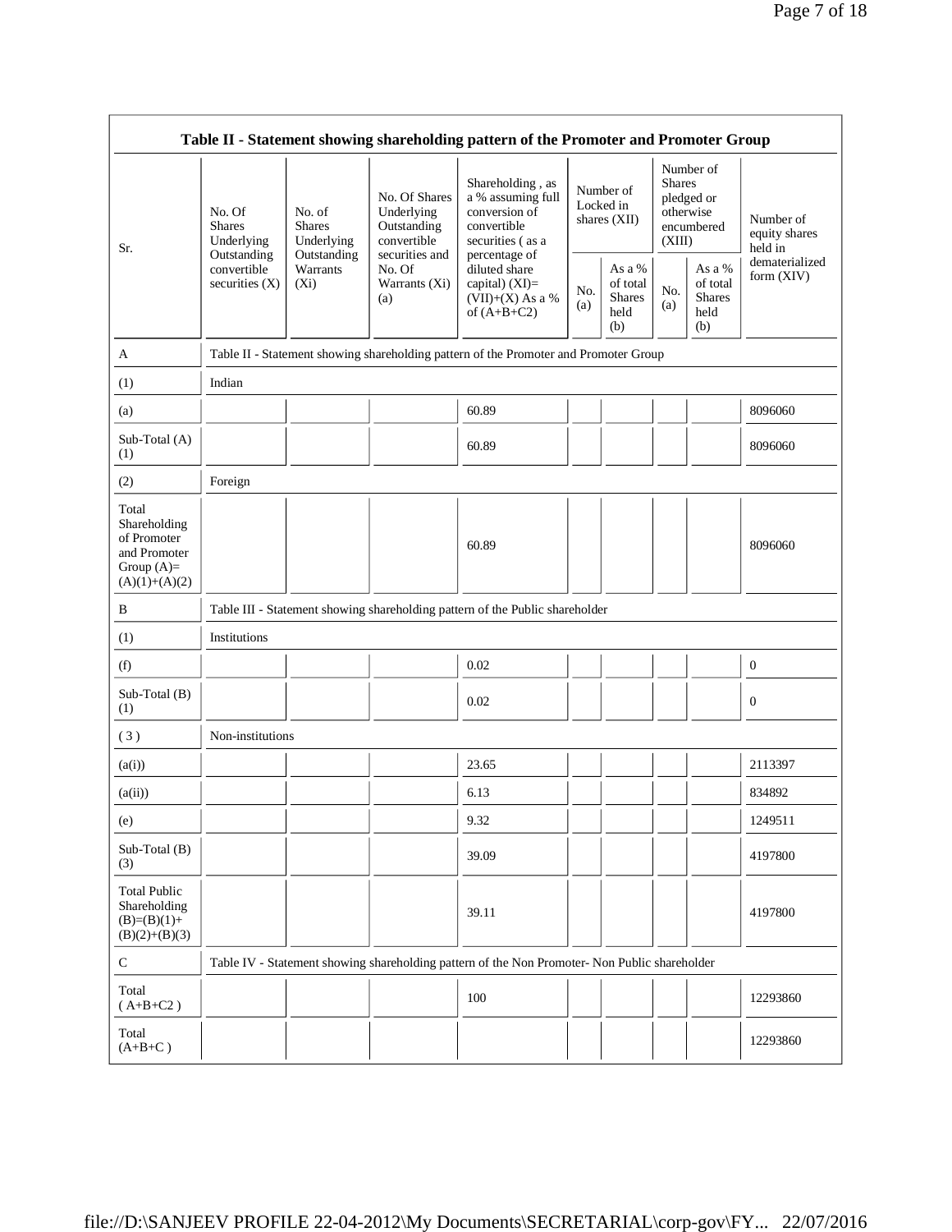| Table II - Statement showing shareholding pattern of the Promoter and Promoter Group | | | | | | | | | |
|---|---|---|---|---|---|---|---|---|---|
| Sr. | No. Of Shares Underlying Outstanding convertible securities (X) | No. of Shares Underlying Outstanding Warrants (Xi) | No. Of Shares Underlying Outstanding convertible securities and No. Of Warrants (Xi) (a) | Shareholding , as a % assuming full conversion of convertible securities ( as a percentage of diluted share capital) (XI)= (VII)+(X) As a % of (A+B+C2) | Number of Locked in shares (XII) | | Number of Shares pledged or otherwise encumbered (XIII) | | Number of equity shares held in dematerialized form (XIV) |
| | | | | | No. (a) | As a % of total Shares held (b) | No. (a) | As a % of total Shares held (b) | |
| A | Table II - Statement showing shareholding pattern of the Promoter and Promoter Group | | | | | | | | |
| (1) | Indian | | | | | | | | |
| (a) | | | | 60.89 | | | | | 8096060 |
| Sub-Total (A) (1) | | | | 60.89 | | | | | 8096060 |
| (2) | Foreign | | | | | | | | |
| Total Shareholding of Promoter and Promoter Group (A)= (A)(1)+(A)(2) | | | | 60.89 | | | | | 8096060 |
| B | Table III - Statement showing shareholding pattern of the Public shareholder | | | | | | | | |
| (1) | Institutions | | | | | | | | |
| (f) | | | | 0.02 | | | | | 0 |
| Sub-Total (B) (1) | | | | 0.02 | | | | | 0 |
| ( 3 ) | Non-institutions | | | | | | | | |
| (a(i)) | | | | 23.65 | | | | | 2113397 |
| (a(ii)) | | | | 6.13 | | | | | 834892 |
| (e) | | | | 9.32 | | | | | 1249511 |
| Sub-Total (B) (3) | | | | 39.09 | | | | | 4197800 |
| Total Public Shareholding (B)=(B)(1)+ (B)(2)+(B)(3) | | | | 39.11 | | | | | 4197800 |
| C | Table IV - Statement showing shareholding pattern of the Non Promoter- Non Public shareholder | | | | | | | | |
| Total ( A+B+C2 ) | | | | 100 | | | | | 12293860 |
| Total (A+B+C ) | | | | | | | | | 12293860 |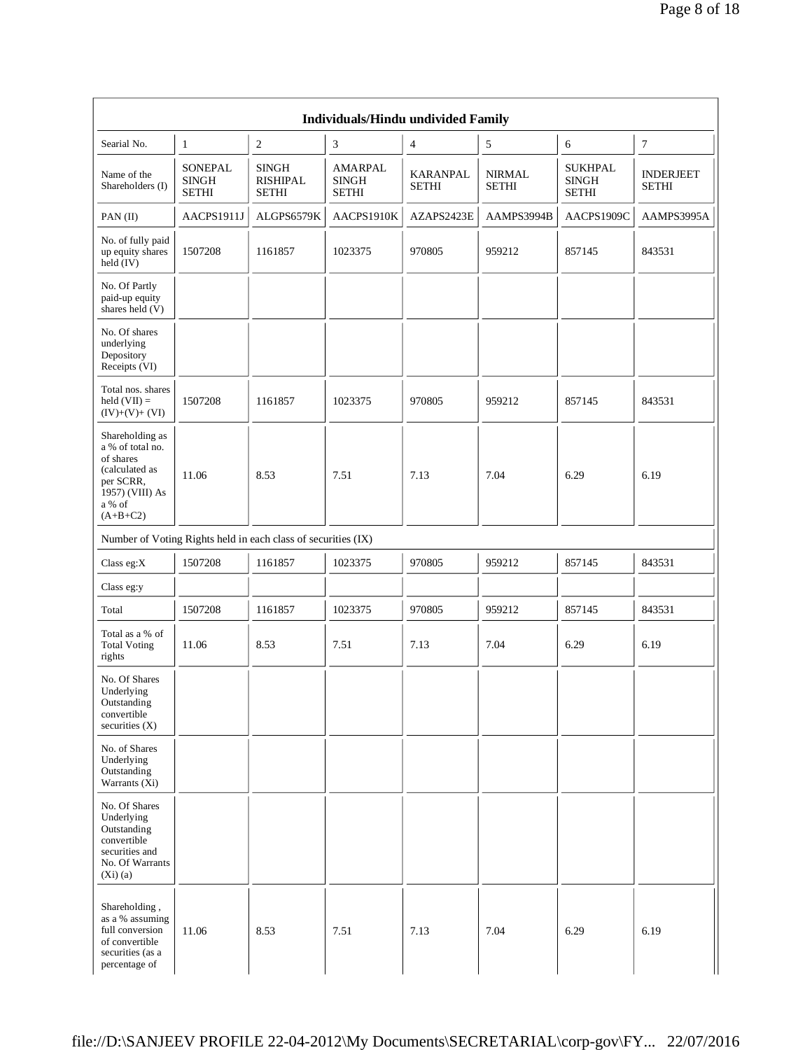| Individuals/Hindu undivided Family | | | | | | | |
|---|---|---|---|---|---|---|---|
| Searial No. | 1 | 2 | 3 | 4 | 5 | 6 | 7 |
| Name of the Shareholders (I) | SONEPAL SINGH SETHI | SINGH RISHIPAL SETHI | AMARPAL SINGH SETHI | KARANPAL SETHI | NIRMAL SETHI | SUKHPAL SINGH SETHI | INDERJEET SETHI |
| PAN (II) | AACPS1911J | ALGPS6579K | AACPS1910K | AZAPS2423E | AAMPS3994B | AACPS1909C | AAMPS3995A |
| No. of fully paid up equity shares held (IV) | 1507208 | 1161857 | 1023375 | 970805 | 959212 | 857145 | 843531 |
| No. Of Partly paid-up equity shares held (V) | | | | | | | |
| No. Of shares underlying Depository Receipts (VI) | | | | | | | |
| Total nos. shares held (VII) = (IV)+(V)+ (VI) | 1507208 | 1161857 | 1023375 | 970805 | 959212 | 857145 | 843531 |
| Shareholding as a % of total no. of shares (calculated as per SCRR, 1957) (VIII) As a % of (A+B+C2) | 11.06 | 8.53 | 7.51 | 7.13 | 7.04 | 6.29 | 6.19 |
| Number of Voting Rights held in each class of securities (IX) | | | | | | | |
| Class eg:X | 1507208 | 1161857 | 1023375 | 970805 | 959212 | 857145 | 843531 |
| Class eg:y | | | | | | | |
| Total | 1507208 | 1161857 | 1023375 | 970805 | 959212 | 857145 | 843531 |
| Total as a % of Total Voting rights | 11.06 | 8.53 | 7.51 | 7.13 | 7.04 | 6.29 | 6.19 |
| No. Of Shares Underlying Outstanding convertible securities (X) | | | | | | | |
| No. of Shares Underlying Outstanding Warrants (Xi) | | | | | | | |
| No. Of Shares Underlying Outstanding convertible securities and No. Of Warrants (Xi) (a) | | | | | | | |
| Shareholding , as a % assuming full conversion of convertible securities (as a percentage of | 11.06 | 8.53 | 7.51 | 7.13 | 7.04 | 6.29 | 6.19 |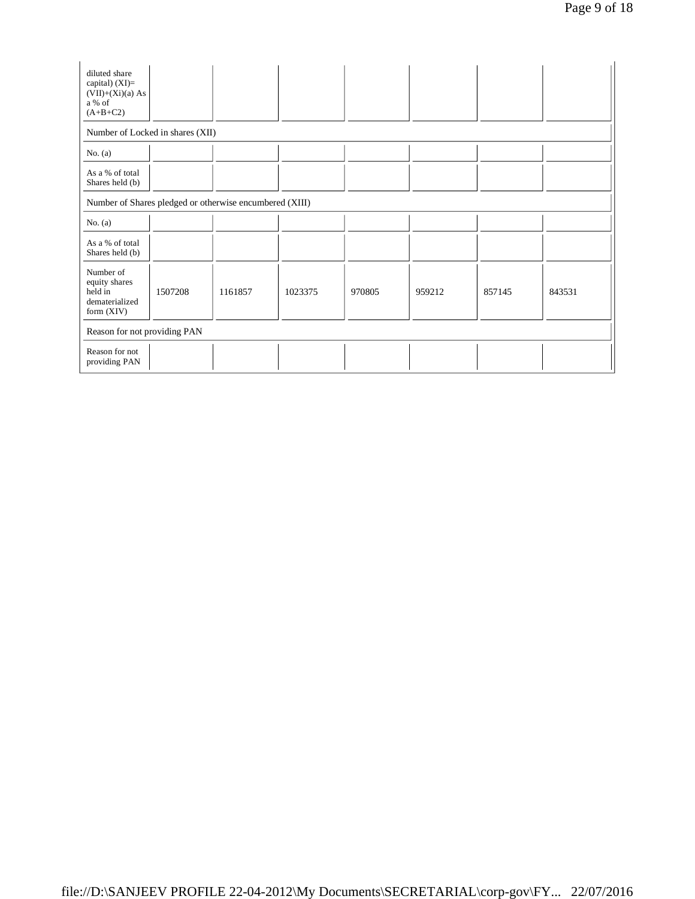| diluted share capital) (XI)= (VII)+(Xi)(a) As a % of (A+B+C2) | | | | | | | |
|---|---|---|---|---|---|---|---|
| Number of Locked in shares (XII) | | | | | | | |
| No. (a) | | | | | | | |
| As a % of total Shares held (b) | | | | | | | |
| Number of Shares pledged or otherwise encumbered (XIII) | | | | | | | |
| No. (a) | | | | | | | |
| As a % of total Shares held (b) | | | | | | | |
| Number of equity shares held in dematerialized form (XIV) | 1507208 | 1161857 | 1023375 | 970805 | 959212 | 857145 | 843531 |
| Reason for not providing PAN | | | | | | | |
| Reason for not providing PAN | | | | | | | |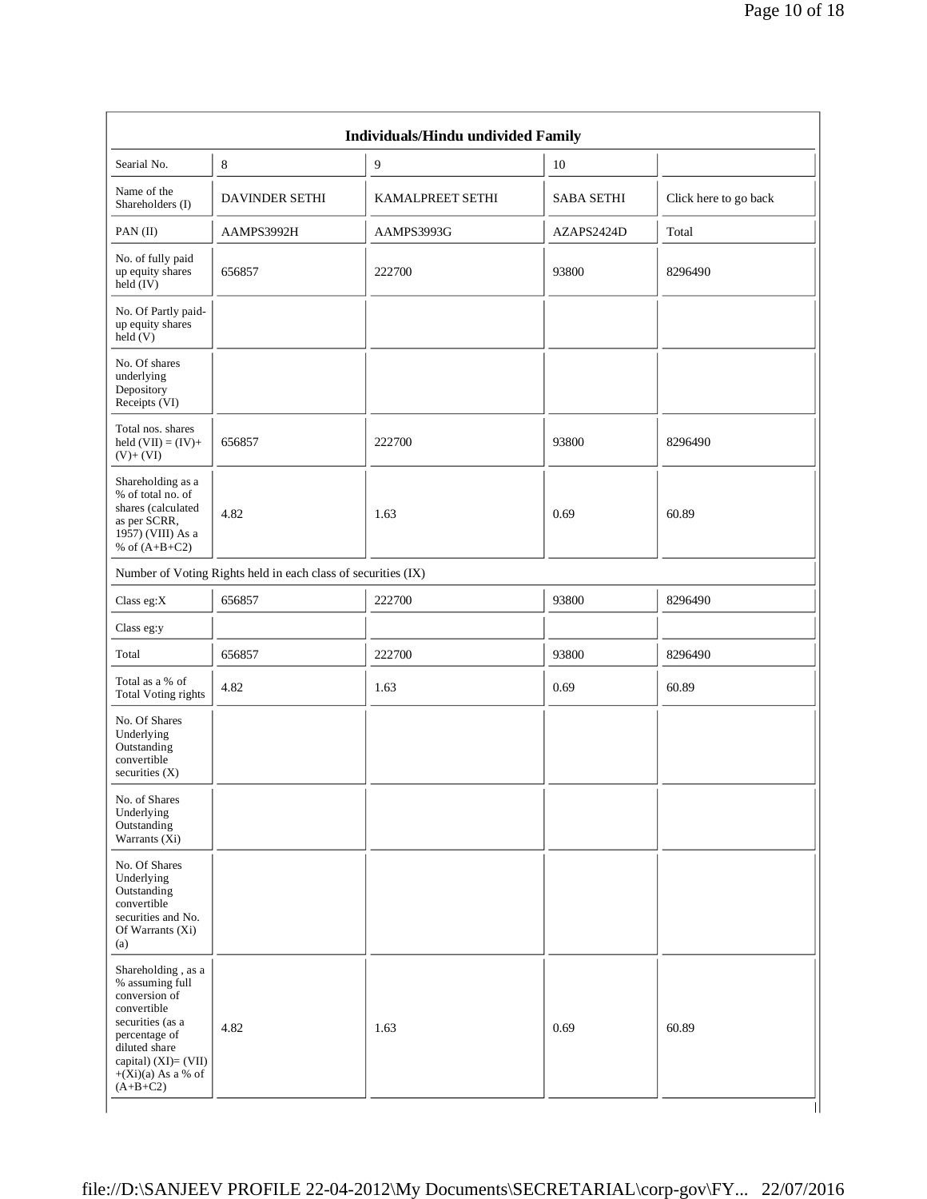| Individuals/Hindu undivided Family | | | | |
|---|---|---|---|---|
| Searial No. | 8 | 9 | 10 | |
| Name of the Shareholders (I) | DAVINDER SETHI | KAMALPREET SETHI | SABA SETHI | Click here to go back |
| PAN (II) | AAMPS3992H | AAMPS3993G | AZAPS2424D | Total |
| No. of fully paid up equity shares held (IV) | 656857 | 222700 | 93800 | 8296490 |
| No. Of Partly paid-up equity shares held (V) | | | | |
| No. Of shares underlying Depository Receipts (VI) | | | | |
| Total nos. shares held (VII) = (IV)+ (V)+ (VI) | 656857 | 222700 | 93800 | 8296490 |
| Shareholding as a % of total no. of shares (calculated as per SCRR, 1957) (VIII) As a % of (A+B+C2) | 4.82 | 1.63 | 0.69 | 60.89 |
| Number of Voting Rights held in each class of securities (IX) | | | | |
| Class eg:X | 656857 | 222700 | 93800 | 8296490 |
| Class eg:y | | | | |
| Total | 656857 | 222700 | 93800 | 8296490 |
| Total as a % of Total Voting rights | 4.82 | 1.63 | 0.69 | 60.89 |
| No. Of Shares Underlying Outstanding convertible securities (X) | | | | |
| No. of Shares Underlying Outstanding Warrants (Xi) | | | | |
| No. Of Shares Underlying Outstanding convertible securities and No. Of Warrants (Xi) (a) | | | | |
| Shareholding , as a % assuming full conversion of convertible securities (as a percentage of diluted share capital) (XI)= (VII) +(Xi)(a) As a % of (A+B+C2) | 4.82 | 1.63 | 0.69 | 60.89 |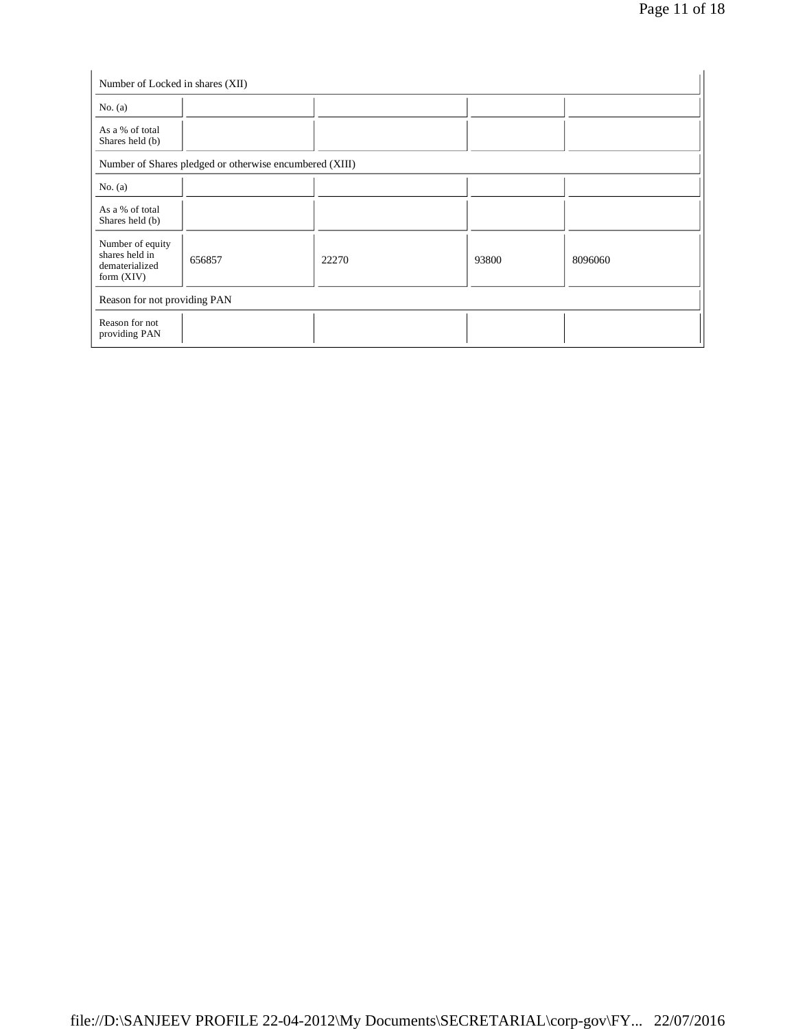| Number of Locked in shares (XII) | | | | |
|---|---|---|---|---|
| No. (a) | | | | |
| As a % of total Shares held (b) | | | | |
| Number of Shares pledged or otherwise encumbered (XIII) | | | | |
| No. (a) | | | | |
| As a % of total Shares held (b) | | | | |
| Number of equity shares held in dematerialized form (XIV) | 656857 | 22270 | 93800 | 8096060 |
| Reason for not providing PAN | | | | |
| Reason for not providing PAN | | | | |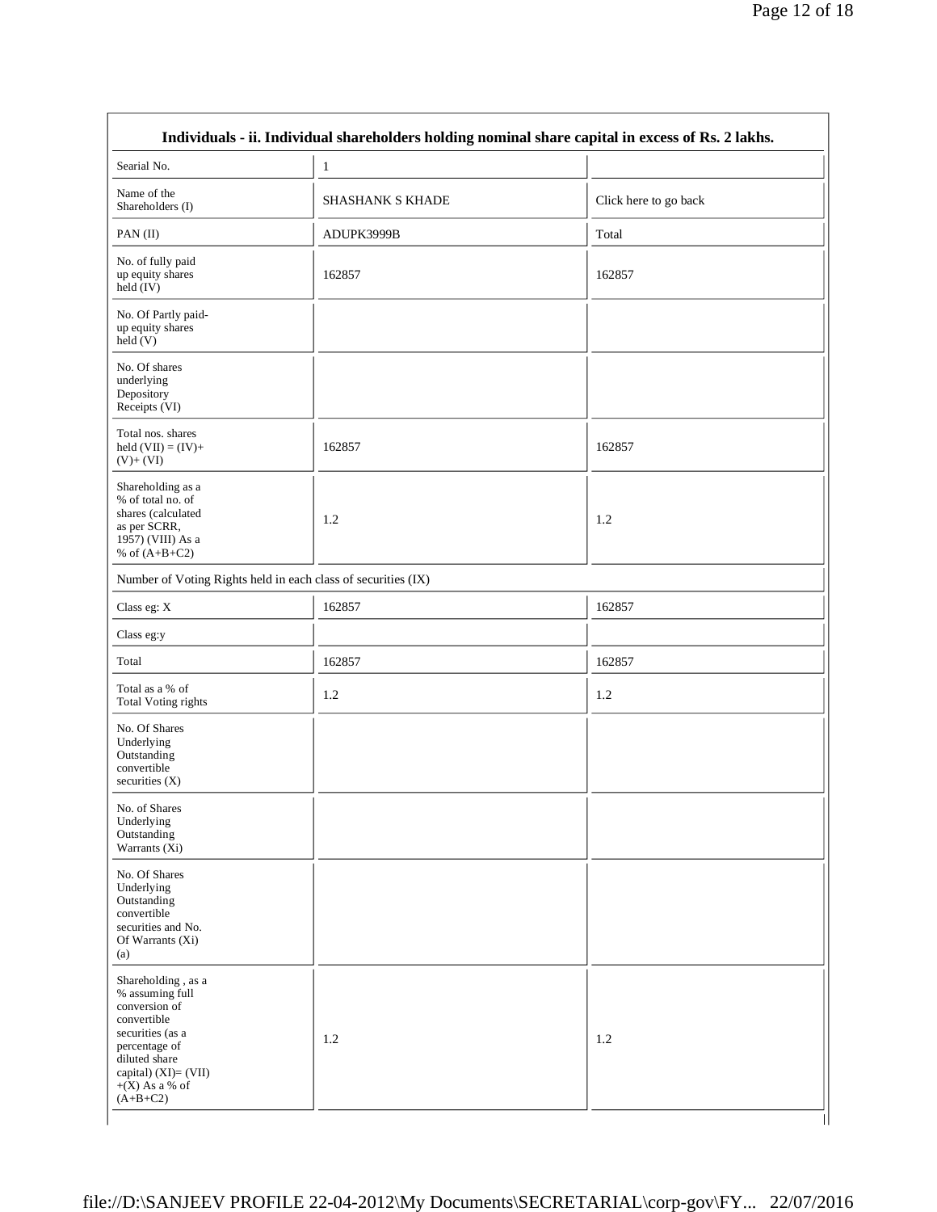**Individuals - ii. Individual shareholders holding nominal share capital in excess of Rs. 2 lakhs.**

| Searial No. | 1 | |
|---|---|---|
| Name of the Shareholders (I) | SHASHANK S KHADE | Click here to go back |
| PAN (II) | ADUPK3999B | Total |
| No. of fully paid up equity shares held (IV) | 162857 | 162857 |
| No. Of Partly paid-up equity shares held (V) | | |
| No. Of shares underlying Depository Receipts (VI) | | |
| Total nos. shares held (VII) = (IV)+(V)+ (VI) | 162857 | 162857 |
| Shareholding as a % of total no. of shares (calculated as per SCRR, 1957) (VIII) As a % of (A+B+C2) | 1.2 | 1.2 |
| Number of Voting Rights held in each class of securities (IX) | | |
| Class eg: X | 162857 | 162857 |
| Class eg:y | | |
| Total | 162857 | 162857 |
| Total as a % of Total Voting rights | 1.2 | 1.2 |
| No. Of Shares Underlying Outstanding convertible securities (X) | | |
| No. of Shares Underlying Outstanding Warrants (Xi) | | |
| No. Of Shares Underlying Outstanding convertible securities and No. Of Warrants (Xi) (a) | | |
| Shareholding , as a % assuming full conversion of convertible securities (as a percentage of diluted share capital) (XI)= (VII) +(X) As a % of (A+B+C2) | 1.2 | 1.2 |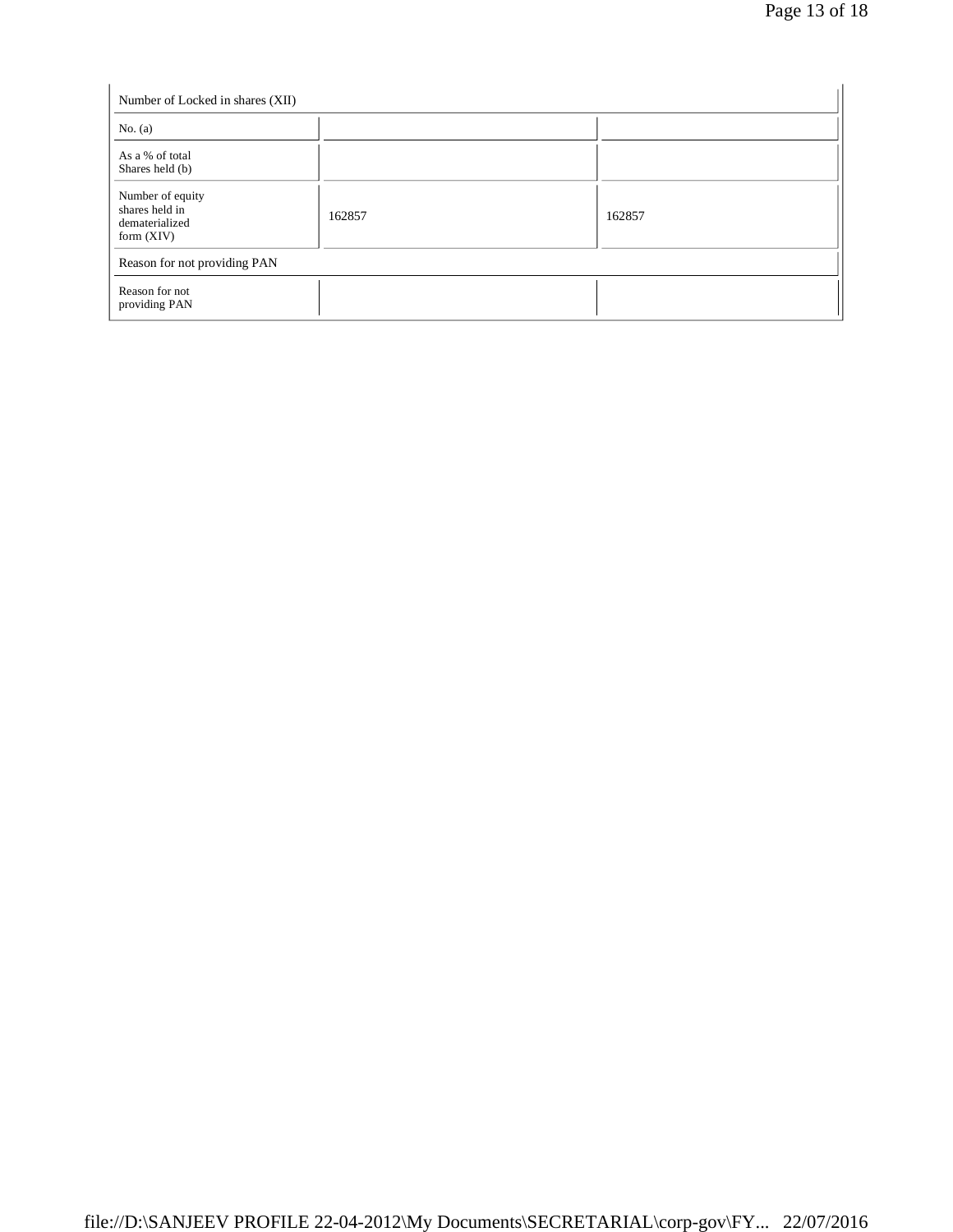| Number of Locked in shares (XII) | | |
|---|---|---|
| No. (a) | | |
| As a % of total Shares held (b) | | |
| Number of equity shares held in dematerialized form (XIV) | 162857 | 162857 |
| Reason for not providing PAN | | |
| Reason for not providing PAN | | |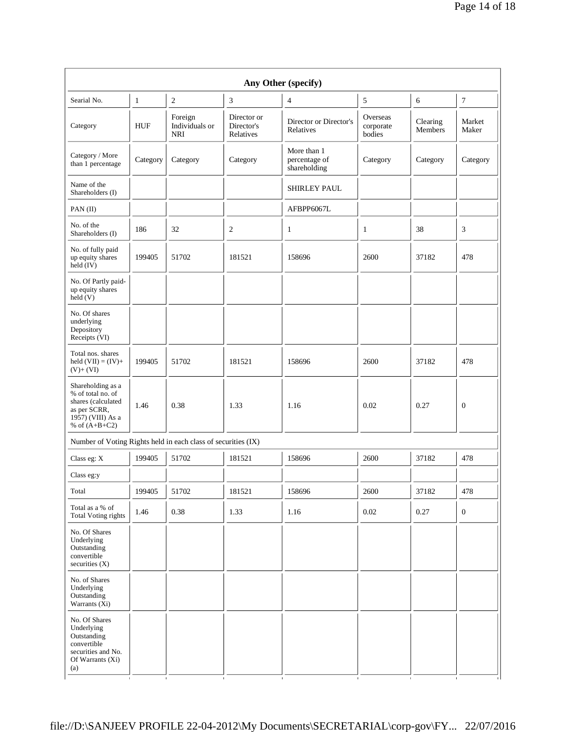| Any Other (specify) | | | | | | | |
|---|---|---|---|---|---|---|---|
| Searial No. | 1 | 2 | 3 | 4 | 5 | 6 | 7 |
| Category | HUF | Foreign Individuals or NRI | Director or Director's Relatives | Director or Director's Relatives | Overseas corporate bodies | Clearing Members | Market Maker |
| Category / More than 1 percentage | Category | Category | Category | More than 1 percentage of shareholding | Category | Category | Category |
| Name of the Shareholders (I) | | | | SHIRLEY PAUL | | | |
| PAN (II) | | | | AFBPP6067L | | | |
| No. of the Shareholders (I) | 186 | 32 | 2 | 1 | 1 | 38 | 3 |
| No. of fully paid up equity shares held (IV) | 199405 | 51702 | 181521 | 158696 | 2600 | 37182 | 478 |
| No. Of Partly paid-up equity shares held (V) | | | | | | | |
| No. Of shares underlying Depository Receipts (VI) | | | | | | | |
| Total nos. shares held (VII) = (IV)+ (V)+ (VI) | 199405 | 51702 | 181521 | 158696 | 2600 | 37182 | 478 |
| Shareholding as a % of total no. of shares (calculated as per SCRR, 1957) (VIII) As a % of (A+B+C2) | 1.46 | 0.38 | 1.33 | 1.16 | 0.02 | 0.27 | 0 |
| Number of Voting Rights held in each class of securities (IX) | | | | | | | |
| Class eg: X | 199405 | 51702 | 181521 | 158696 | 2600 | 37182 | 478 |
| Class eg:y | | | | | | | |
| Total | 199405 | 51702 | 181521 | 158696 | 2600 | 37182 | 478 |
| Total as a % of Total Voting rights | 1.46 | 0.38 | 1.33 | 1.16 | 0.02 | 0.27 | 0 |
| No. Of Shares Underlying Outstanding convertible securities (X) | | | | | | | |
| No. of Shares Underlying Outstanding Warrants (Xi) | | | | | | | |
| No. Of Shares Underlying Outstanding convertible securities and No. Of Warrants (Xi) (a) | | | | | | | |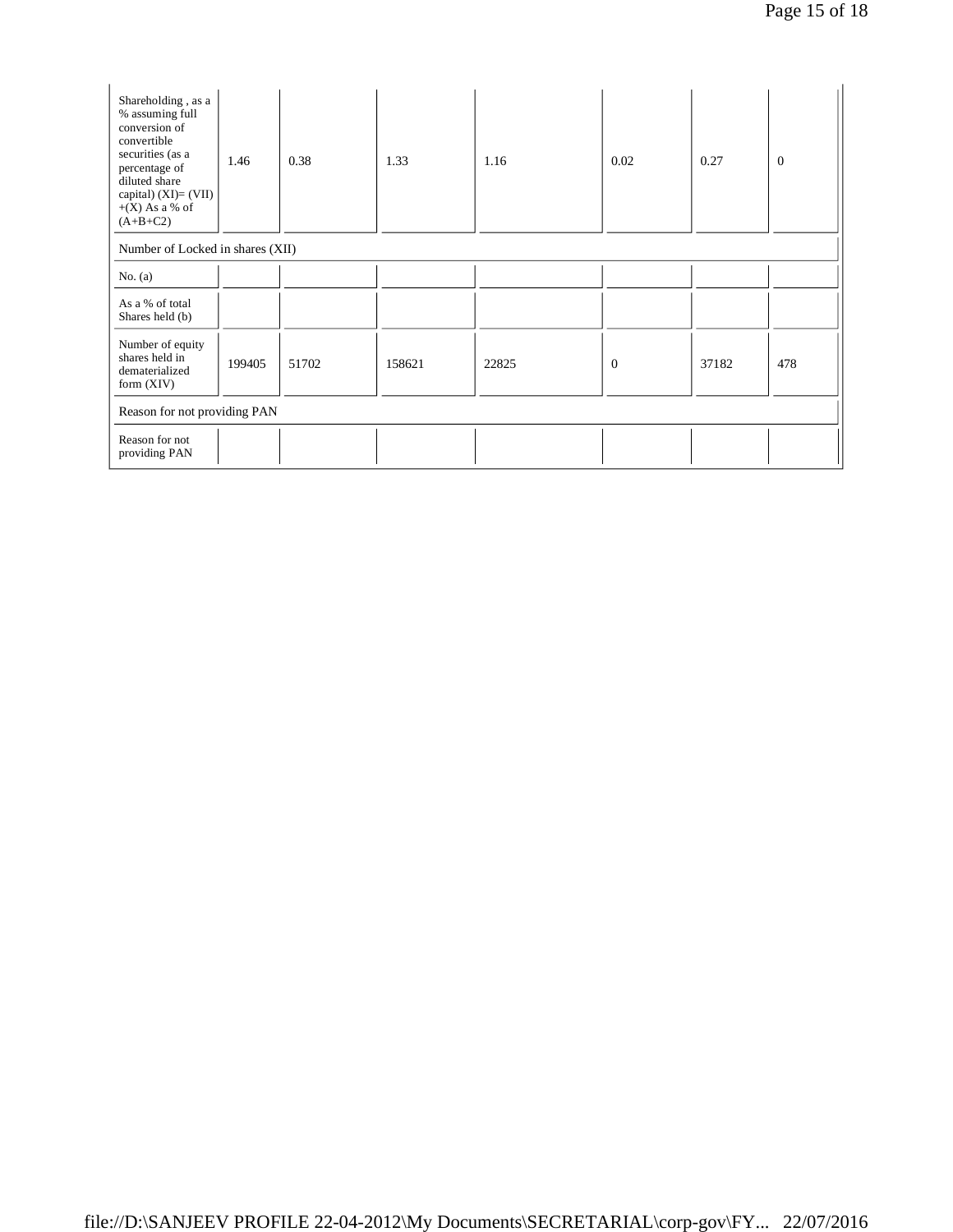| Shareholding , as a % assuming full conversion of convertible securities (as a percentage of diluted share capital) (XI)= (VII)+(X) As a % of (A+B+C2) | 1.46 | 0.38 | 1.33 | 1.16 | 0.02 | 0.27 | 0 |
|---|---|---|---|---|---|---|---|
| Number of Locked in shares (XII) | | | | | | | |
| No. (a) | | | | | | | |
| As a % of total Shares held (b) | | | | | | | |
| Number of equity shares held in dematerialized form (XIV) | 199405 | 51702 | 158621 | 22825 | 0 | 37182 | 478 |
| Reason for not providing PAN | | | | | | | |
| Reason for not providing PAN | | | | | | | |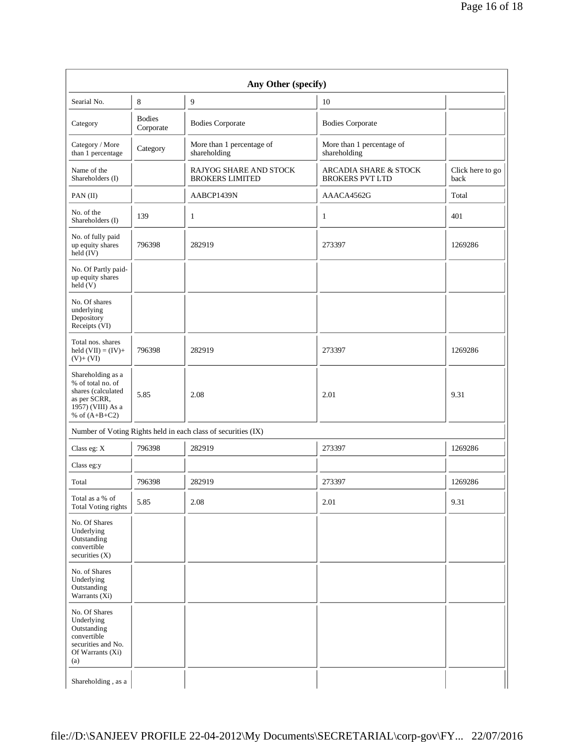| Any Other (specify) | | | | |
|---|---|---|---|---|
| Searial No. | 8 | 9 | 10 | |
| Category | Bodies Corporate | Bodies Corporate | Bodies Corporate | |
| Category / More than 1 percentage | Category | More than 1 percentage of shareholding | More than 1 percentage of shareholding | |
| Name of the Shareholders (I) | | RAJYOG SHARE AND STOCK BROKERS LIMITED | ARCADIA SHARE & STOCK BROKERS PVT LTD | Click here to go back |
| PAN (II) | | AABCP1439N | AAACA4562G | Total |
| No. of the Shareholders (I) | 139 | 1 | 1 | 401 |
| No. of fully paid up equity shares held (IV) | 796398 | 282919 | 273397 | 1269286 |
| No. Of Partly paid-up equity shares held (V) | | | | |
| No. Of shares underlying Depository Receipts (VI) | | | | |
| Total nos. shares held (VII) = (IV)+(V)+ (VI) | 796398 | 282919 | 273397 | 1269286 |
| Shareholding as a % of total no. of shares (calculated as per SCRR, 1957) (VIII) As a % of (A+B+C2) | 5.85 | 2.08 | 2.01 | 9.31 |
| Number of Voting Rights held in each class of securities (IX) | | | | |
| Class eg: X | 796398 | 282919 | 273397 | 1269286 |
| Class eg:y | | | | |
| Total | 796398 | 282919 | 273397 | 1269286 |
| Total as a % of Total Voting rights | 5.85 | 2.08 | 2.01 | 9.31 |
| No. Of Shares Underlying Outstanding convertible securities (X) | | | | |
| No. of Shares Underlying Outstanding Warrants (Xi) | | | | |
| No. Of Shares Underlying Outstanding convertible securities and No. Of Warrants (Xi) (a) | | | | |
| Shareholding , as a | | | | |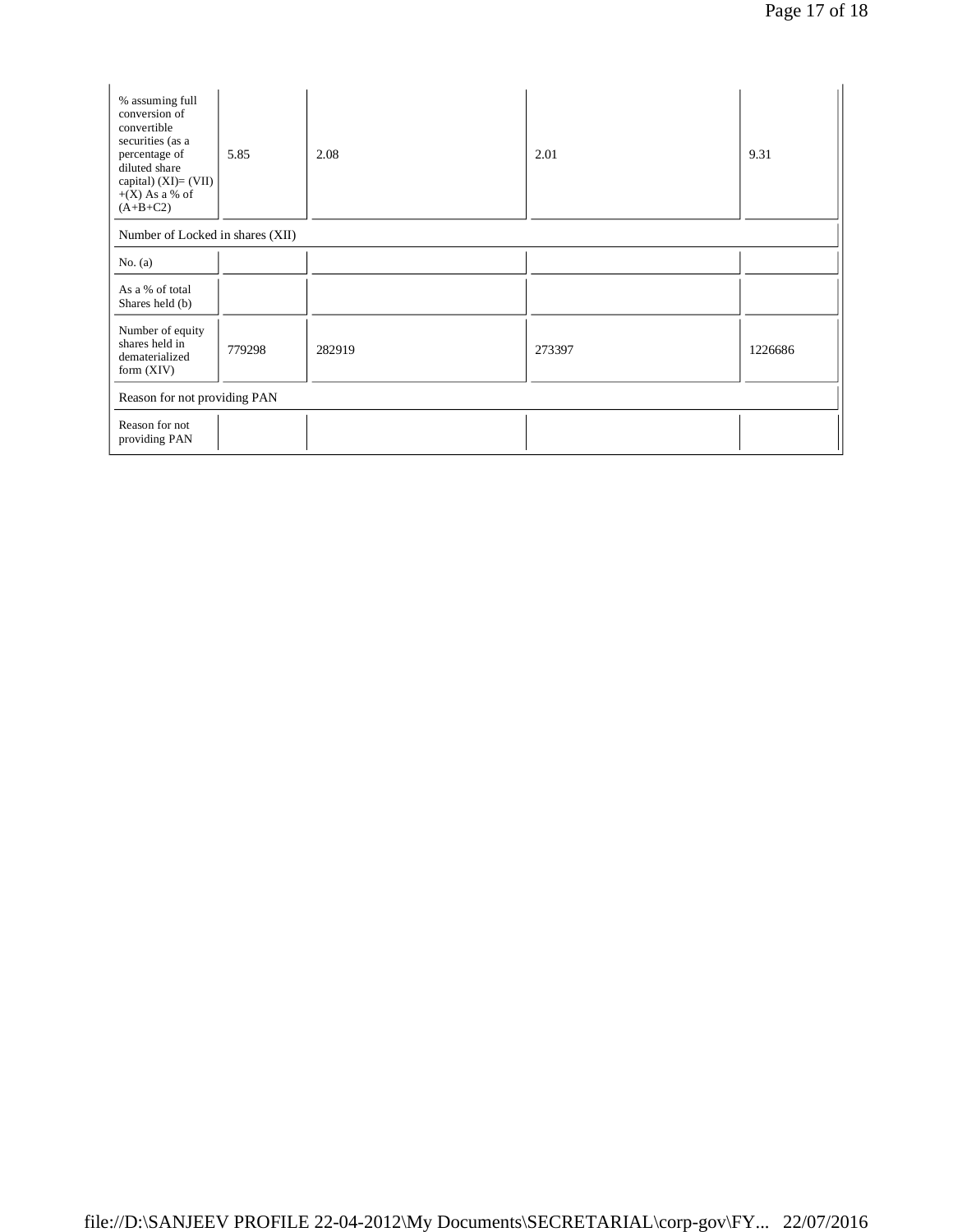| % assuming full conversion of convertible securities (as a percentage of diluted share capital) (XI)= (VII) +(X) As a % of (A+B+C2) | 5.85 | 2.08 | 2.01 | 9.31 |
|---|---|---|---|---|
| Number of Locked in shares (XII) | | | | |
| No. (a) | | | | |
| As a % of total Shares held (b) | | | | |
| Number of equity shares held in dematerialized form (XIV) | 779298 | 282919 | 273397 | 1226686 |
| Reason for not providing PAN | | | | |
| Reason for not providing PAN | | | | |